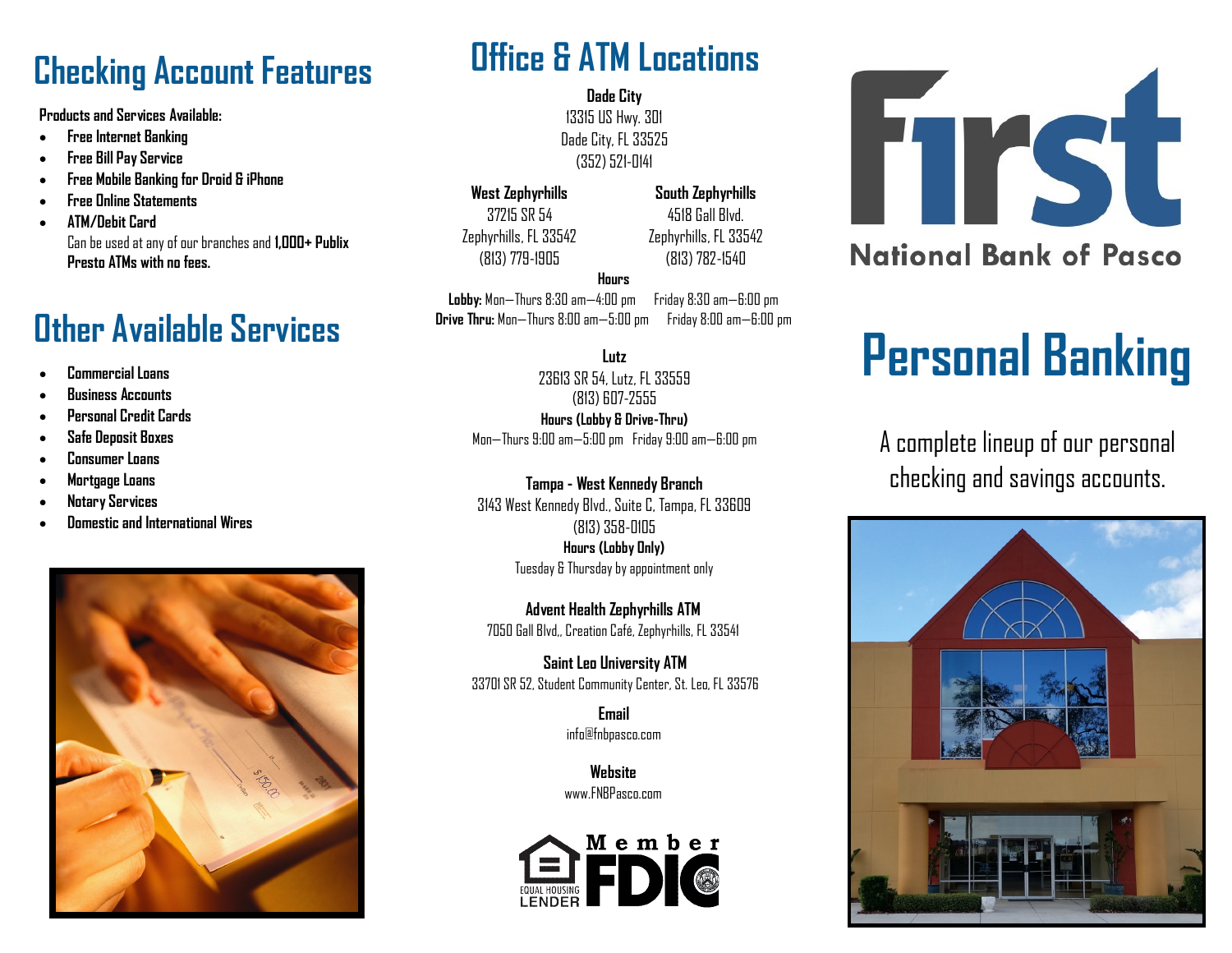## Checking Account Features

**Products and Services Available:**

- **Free Internet Banking**
- **Free Bill Pay Service**
- **Free Mobile Banking for Droid & iPhone**
- **Free Online Statements**
- **ATM/Debit Card**
  Can be used at any of our branches and **1,000+ Publix Presto ATMs with no fees.**

## Other Available Services

- **Commercial Loans**
- **Business Accounts**
- **Personal Credit Cards**
- **Safe Deposit Boxes**
- **Consumer Loans**
- **Mortgage Loans**
- **Notary Services**
- **Domestic and International Wires**

## Office & ATM Locations

**Dade City**
13315 US Hwy. 301
Dade City, FL 33525
(352) 521-0141

**West Zephyrhills**
37215 SR 54
Zephyrhills, FL 33542
(813) 779-1905

**South Zephyrhills**
4518 Gall Blvd.
Zephyrhills, FL 33542
(813) 782-1540

**Hours**
**Lobby:** Mon—Thurs 8:30 am—4:00 pm Friday 8:30 am—6:00 pm
**Drive Thru:** Mon—Thurs 8:00 am—5:00 pm Friday 8:00 am—6:00 pm

**Lutz**
23613 SR 54, Lutz, FL 33559
(813) 607-2555
**Hours (Lobby & Drive-Thru)**
Mon—Thurs 9:00 am—5:00 pm Friday 9:00 am—6:00 pm

**Tampa - West Kennedy Branch**
3143 West Kennedy Blvd., Suite C, Tampa, FL 33609
(813) 358-0105
**Hours (Lobby Only)**
Tuesday & Thursday by appointment only

**Advent Health Zephyrhills ATM**
7050 Gall Blvd,, Creation Café, Zephyrhills, FL 33541

**Saint Leo University ATM**
33701 SR 52, Student Community Center, St. Leo, FL 33576

**Email**
info@fnbpasco.com

**Website**
www.FNBPasco.com

Member FDIC
EQUAL HOUSING LENDER

# First National Bank of Pasco

# Personal Banking

A complete lineup of our personal checking and savings accounts.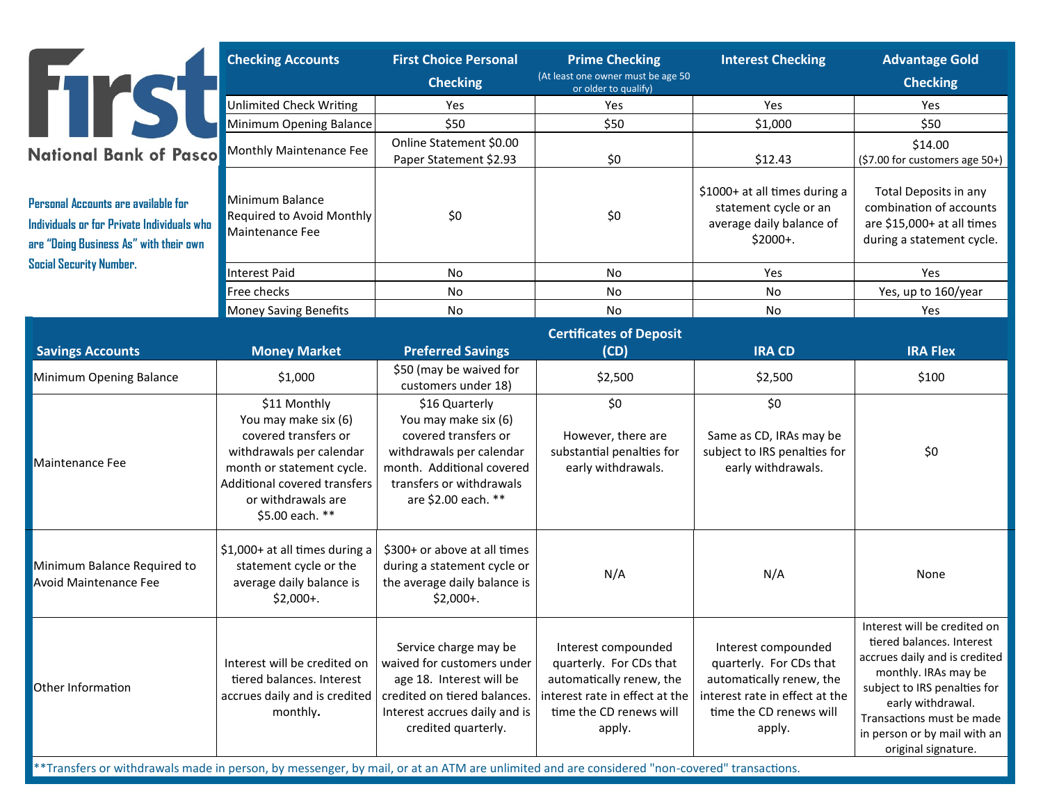# First

## National Bank of Pasco

**Personal Accounts are available for Individuals or for Private Individuals who are "Doing Business As" with their own Social Security Number.**

| Checking Accounts | First Choice Personal Checking | Prime Checking (At least one owner must be age 50 or older to qualify) | Interest Checking | Advantage Gold Checking |
|---|---|---|---|---|
| Unlimited Check Writing | Yes | Yes | Yes | Yes |
| Minimum Opening Balance | $50 | $50 | $1,000 | $50 |
| Monthly Maintenance Fee | Online Statement $0.00 Paper Statement $2.93 | $0 | $12.43 | $14.00 ($7.00 for customers age 50+) |
| Minimum Balance Required to Avoid Monthly Maintenance Fee | $0 | $0 | $1000+ at all times during a statement cycle or an average daily balance of $2000+. | Total Deposits in any combination of accounts are $15,000+ at all times during a statement cycle. |
| Interest Paid | No | No | Yes | Yes |
| Free checks | No | No | No | Yes, up to 160/year |
| Money Saving Benefits | No | No | No | Yes |

| Savings Accounts | Money Market | Preferred Savings | Certificates of Deposit (CD) | IRA CD | IRA Flex |
|---|---|---|---|---|---|
| Minimum Opening Balance | $1,000 | $50 (may be waived for customers under 18) | $2,500 | $2,500 | $100 |
| Maintenance Fee | $11 Monthly You may make six (6) covered transfers or withdrawals per calendar month or statement cycle. Additional covered transfers or withdrawals are $5.00 each. ** | $16 Quarterly You may make six (6) covered transfers or withdrawals per calendar month. Additional covered transfers or withdrawals are $2.00 each. ** | $0 However, there are substantial penalties for early withdrawals. | $0 Same as CD, IRAs may be subject to IRS penalties for early withdrawals. | $0 |
| Minimum Balance Required to Avoid Maintenance Fee | $1,000+ at all times during a statement cycle or the average daily balance is $2,000+. | $300+ or above at all times during a statement cycle or the average daily balance is $2,000+. | N/A | N/A | None |
| Other Information | Interest will be credited on tiered balances. Interest accrues daily and is credited monthly. | Service charge may be waived for customers under age 18. Interest will be credited on tiered balances. Interest accrues daily and is credited quarterly. | Interest compounded quarterly. For CDs that automatically renew, the interest rate in effect at the time the CD renews will apply. | Interest compounded quarterly. For CDs that automatically renew, the interest rate in effect at the time the CD renews will apply. | Interest will be credited on tiered balances. Interest accrues daily and is credited monthly. IRAs may be subject to IRS penalties for early withdrawal. Transactions must be made in person or by mail with an original signature. |

**Transfers or withdrawals made in person, by messenger, by mail, or at an ATM are unlimited and are considered "non-covered" transactions.